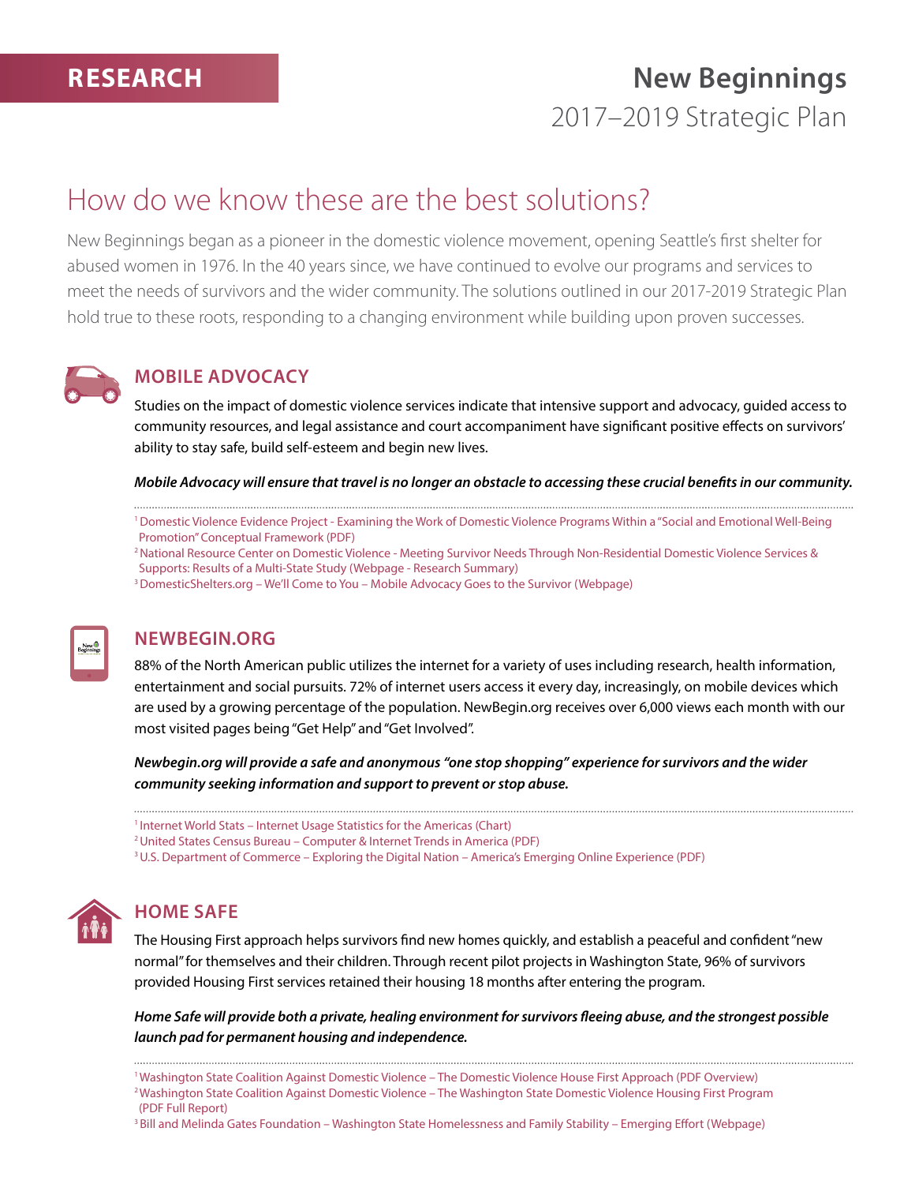RESEARCH

# New Beginnings

2017–2019 Strategic Plan

## How do we know these are the best solutions?

New Beginnings began as a pioneer in the domestic violence movement, opening Seattle's first shelter for abused women in 1976. In the 40 years since, we have continued to evolve our programs and services to meet the needs of survivors and the wider community. The solutions outlined in our 2017-2019 Strategic Plan hold true to these roots, responding to a changing environment while building upon proven successes.

### MOBILE ADVOCACY

Studies on the impact of domestic violence services indicate that intensive support and advocacy, guided access to community resources, and legal assistance and court accompaniment have significant positive effects on survivors' ability to stay safe, build self-esteem and begin new lives.

***Mobile Advocacy will ensure that travel is no longer an obstacle to accessing these crucial benefits in our community.***

[1] Domestic Violence Evidence Project - Examining the Work of Domestic Violence Programs Within a "Social and Emotional Well-Being Promotion" Conceptual Framework (PDF)
[2] National Resource Center on Domestic Violence - Meeting Survivor Needs Through Non-Residential Domestic Violence Services & Supports: Results of a Multi-State Study (Webpage - Research Summary)
[3] DomesticShelters.org – We'll Come to You – Mobile Advocacy Goes to the Survivor (Webpage)

### NEWBEGIN.ORG

88% of the North American public utilizes the internet for a variety of uses including research, health information, entertainment and social pursuits. 72% of internet users access it every day, increasingly, on mobile devices which are used by a growing percentage of the population. NewBegin.org receives over 6,000 views each month with our most visited pages being "Get Help" and "Get Involved".

***Newbegin.org will provide a safe and anonymous "one stop shopping" experience for survivors and the wider community seeking information and support to prevent or stop abuse.***

[1] Internet World Stats – Internet Usage Statistics for the Americas (Chart)
[2] United States Census Bureau – Computer & Internet Trends in America (PDF)
[3] U.S. Department of Commerce – Exploring the Digital Nation – America's Emerging Online Experience (PDF)

### HOME SAFE

The Housing First approach helps survivors find new homes quickly, and establish a peaceful and confident "new normal" for themselves and their children. Through recent pilot projects in Washington State, 96% of survivors provided Housing First services retained their housing 18 months after entering the program.

***Home Safe will provide both a private, healing environment for survivors fleeing abuse, and the strongest possible launch pad for permanent housing and independence.***

[1] Washington State Coalition Against Domestic Violence – The Domestic Violence House First Approach (PDF Overview)
[2] Washington State Coalition Against Domestic Violence – The Washington State Domestic Violence Housing First Program (PDF Full Report)
[3] Bill and Melinda Gates Foundation – Washington State Homelessness and Family Stability – Emerging Effort (Webpage)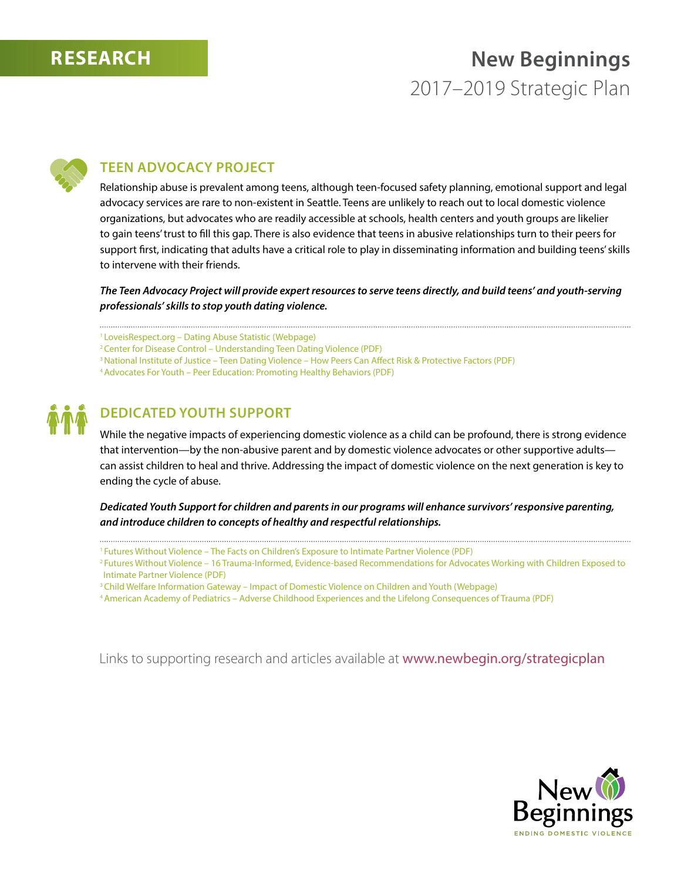# RESEARCH

# New Beginnings
2017–2019 Strategic Plan

## TEEN ADVOCACY PROJECT

Relationship abuse is prevalent among teens, although teen-focused safety planning, emotional support and legal advocacy services are rare to non-existent in Seattle. Teens are unlikely to reach out to local domestic violence organizations, but advocates who are readily accessible at schools, health centers and youth groups are likelier to gain teens' trust to fill this gap. There is also evidence that teens in abusive relationships turn to their peers for support first, indicating that adults have a critical role to play in disseminating information and building teens' skills to intervene with their friends.

***The Teen Advocacy Project will provide expert resources to serve teens directly, and build teens' and youth-serving professionals' skills to stop youth dating violence.***

[1] LoveisRespect.org – Dating Abuse Statistic (Webpage)
[2] Center for Disease Control – Understanding Teen Dating Violence (PDF)
[3] National Institute of Justice – Teen Dating Violence – How Peers Can Affect Risk & Protective Factors (PDF)
[4] Advocates For Youth – Peer Education: Promoting Healthy Behaviors (PDF)

## DEDICATED YOUTH SUPPORT

While the negative impacts of experiencing domestic violence as a child can be profound, there is strong evidence that intervention—by the non-abusive parent and by domestic violence advocates or other supportive adults—can assist children to heal and thrive. Addressing the impact of domestic violence on the next generation is key to ending the cycle of abuse.

***Dedicated Youth Support for children and parents in our programs will enhance survivors' responsive parenting, and introduce children to concepts of healthy and respectful relationships.***

[1] Futures Without Violence – The Facts on Children's Exposure to Intimate Partner Violence (PDF)
[2] Futures Without Violence – 16 Trauma-Informed, Evidence-based Recommendations for Advocates Working with Children Exposed to Intimate Partner Violence (PDF)
[3] Child Welfare Information Gateway – Impact of Domestic Violence on Children and Youth (Webpage)
[4] American Academy of Pediatrics – Adverse Childhood Experiences and the Lifelong Consequences of Trauma (PDF)

Links to supporting research and articles available at www.newbegin.org/strategicplan

New Beginnings
ENDING DOMESTIC VIOLENCE